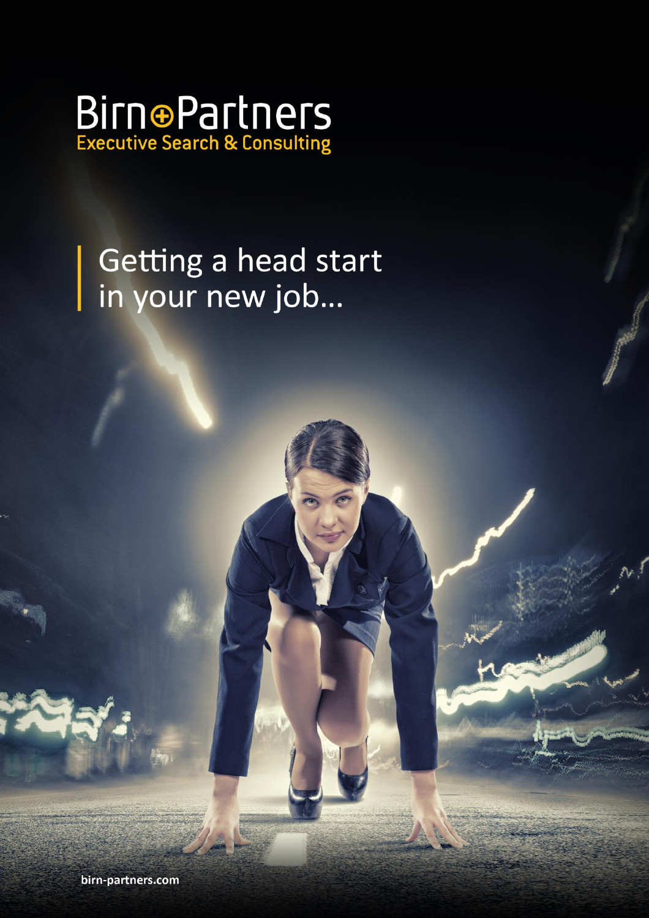Birn+Partners
Executive Search & Consulting

# Getting a head start in your new job...

birn-partners.com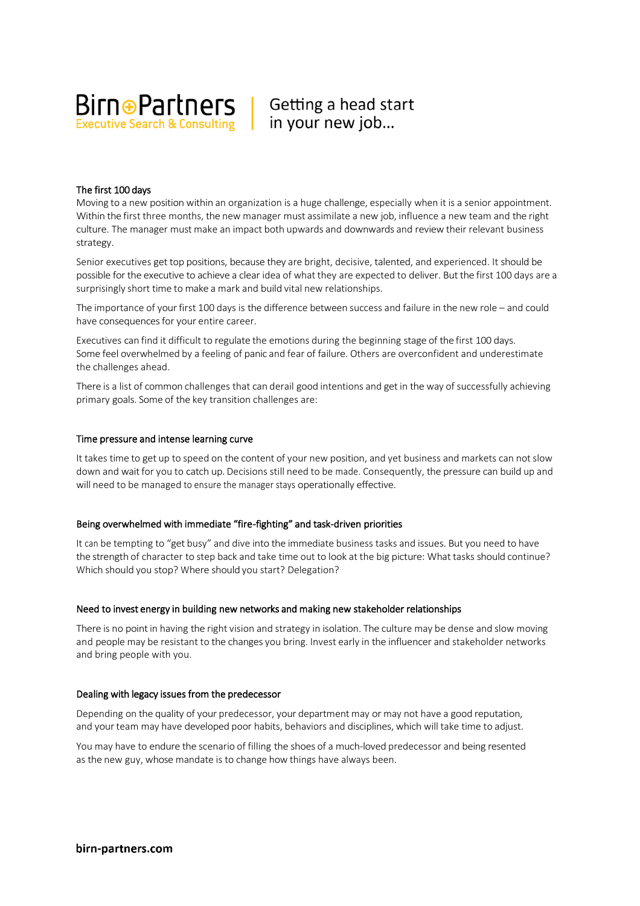## The first 100 days

Moving to a new position within an organization is a huge challenge, especially when it is a senior appointment. Within the first three months, the new manager must assimilate a new job, influence a new team and the right culture. The manager must make an impact both upwards and downwards and review their relevant business strategy.

Senior executives get top positions, because they are bright, decisive, talented, and experienced. It should be possible for the executive to achieve a clear idea of what they are expected to deliver. But the first 100 days are a surprisingly short time to make a mark and build vital new relationships.

The importance of your first 100 days is the difference between success and failure in the new role – and could have consequences for your entire career.

Executives can find it difficult to regulate the emotions during the beginning stage of the first 100 days. Some feel overwhelmed by a feeling of panic and fear of failure. Others are overconfident and underestimate the challenges ahead.

There is a list of common challenges that can derail good intentions and get in the way of successfully achieving primary goals. Some of the key transition challenges are:

### Time pressure and intense learning curve

It takes time to get up to speed on the content of your new position, and yet business and markets can not slow down and wait for you to catch up. Decisions still need to be made. Consequently, the pressure can build up and will need to be managed to ensure the manager stays operationally effective.

### Being overwhelmed with immediate "fire-fighting" and task-driven priorities

It can be tempting to "get busy" and dive into the immediate business tasks and issues. But you need to have the strength of character to step back and take time out to look at the big picture: What tasks should continue? Which should you stop? Where should you start? Delegation?

### Need to invest energy in building new networks and making new stakeholder relationships

There is no point in having the right vision and strategy in isolation. The culture may be dense and slow moving and people may be resistant to the changes you bring. Invest early in the influencer and stakeholder networks and bring people with you.

### Dealing with legacy issues from the predecessor

Depending on the quality of your predecessor, your department may or may not have a good reputation, and your team may have developed poor habits, behaviors and disciplines, which will take time to adjust.

You may have to endure the scenario of filling the shoes of a much-loved predecessor and being resented as the new guy, whose mandate is to change how things have always been.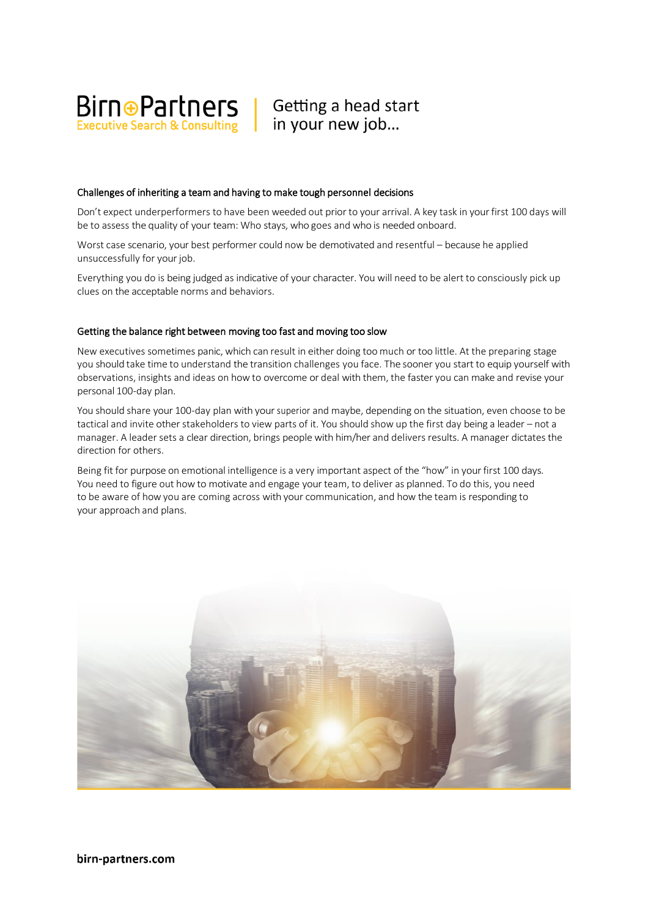## Challenges of inheriting a team and having to make tough personnel decisions

Don't expect underperformers to have been weeded out prior to your arrival. A key task in your first 100 days will be to assess the quality of your team: Who stays, who goes and who is needed onboard.

Worst case scenario, your best performer could now be demotivated and resentful – because he applied unsuccessfully for your job.

Everything you do is being judged as indicative of your character. You will need to be alert to consciously pick up clues on the acceptable norms and behaviors.

## Getting the balance right between moving too fast and moving too slow

New executives sometimes panic, which can result in either doing too much or too little. At the preparing stage you should take time to understand the transition challenges you face. The sooner you start to equip yourself with observations, insights and ideas on how to overcome or deal with them, the faster you can make and revise your personal 100-day plan.

You should share your 100-day plan with your superior and maybe, depending on the situation, even choose to be tactical and invite other stakeholders to view parts of it. You should show up the first day being a leader – not a manager. A leader sets a clear direction, brings people with him/her and delivers results. A manager dictates the direction for others.

Being fit for purpose on emotional intelligence is a very important aspect of the "how" in your first 100 days. You need to figure out how to motivate and engage your team, to deliver as planned. To do this, you need to be aware of how you are coming across with your communication, and how the team is responding to your approach and plans.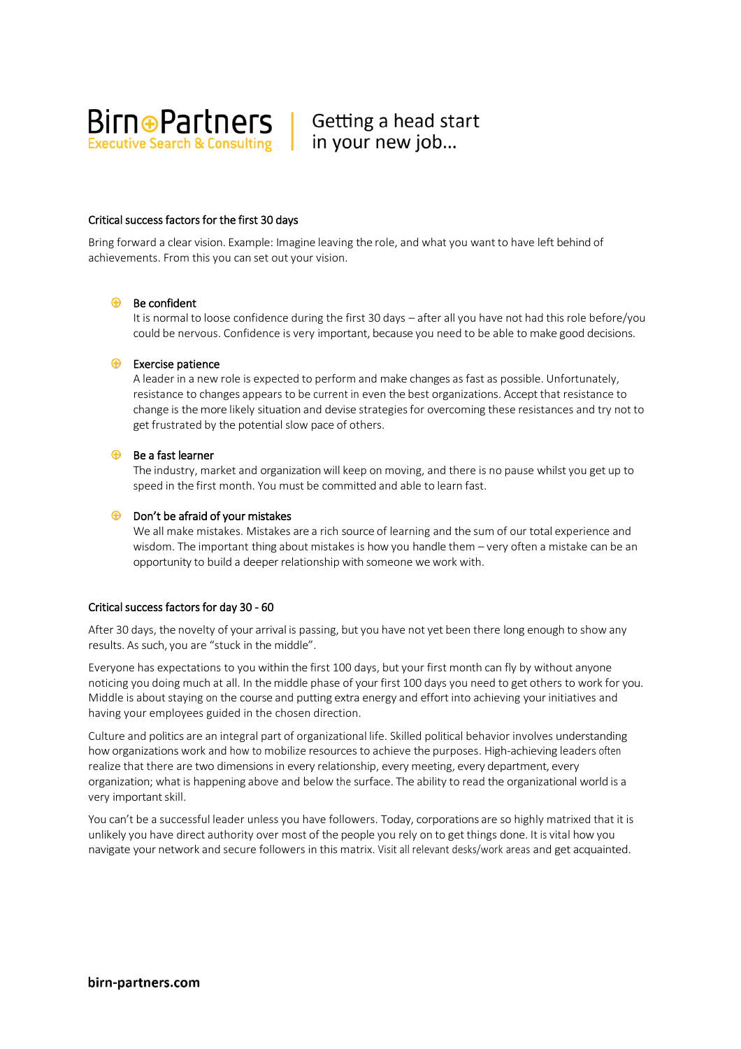Getting a head start in your new job…

## Critical success factors for the first 30 days

Bring forward a clear vision. Example: Imagine leaving the role, and what you want to have left behind of achievements. From this you can set out your vision.

- **Be confident**
  It is normal to loose confidence during the first 30 days – after all you have not had this role before/you could be nervous. Confidence is very important, because you need to be able to make good decisions.

- **Exercise patience**
  A leader in a new role is expected to perform and make changes as fast as possible. Unfortunately, resistance to changes appears to be current in even the best organizations. Accept that resistance to change is the more likely situation and devise strategies for overcoming these resistances and try not to get frustrated by the potential slow pace of others.

- **Be a fast learner**
  The industry, market and organization will keep on moving, and there is no pause whilst you get up to speed in the first month. You must be committed and able to learn fast.

- **Don't be afraid of your mistakes**
  We all make mistakes. Mistakes are a rich source of learning and the sum of our total experience and wisdom. The important thing about mistakes is how you handle them – very often a mistake can be an opportunity to build a deeper relationship with someone we work with.

## Critical success factors for day 30 - 60

After 30 days, the novelty of your arrival is passing, but you have not yet been there long enough to show any results. As such, you are "stuck in the middle".

Everyone has expectations to you within the first 100 days, but your first month can fly by without anyone noticing you doing much at all. In the middle phase of your first 100 days you need to get others to work for you. Middle is about staying on the course and putting extra energy and effort into achieving your initiatives and having your employees guided in the chosen direction.

Culture and politics are an integral part of organizational life. Skilled political behavior involves understanding how organizations work and how to mobilize resources to achieve the purposes. High-achieving leaders often realize that there are two dimensions in every relationship, every meeting, every department, every organization; what is happening above and below the surface. The ability to read the organizational world is a very important skill.

You can't be a successful leader unless you have followers. Today, corporations are so highly matrixed that it is unlikely you have direct authority over most of the people you rely on to get things done. It is vital how you navigate your network and secure followers in this matrix. Visit all relevant desks/work areas and get acquainted.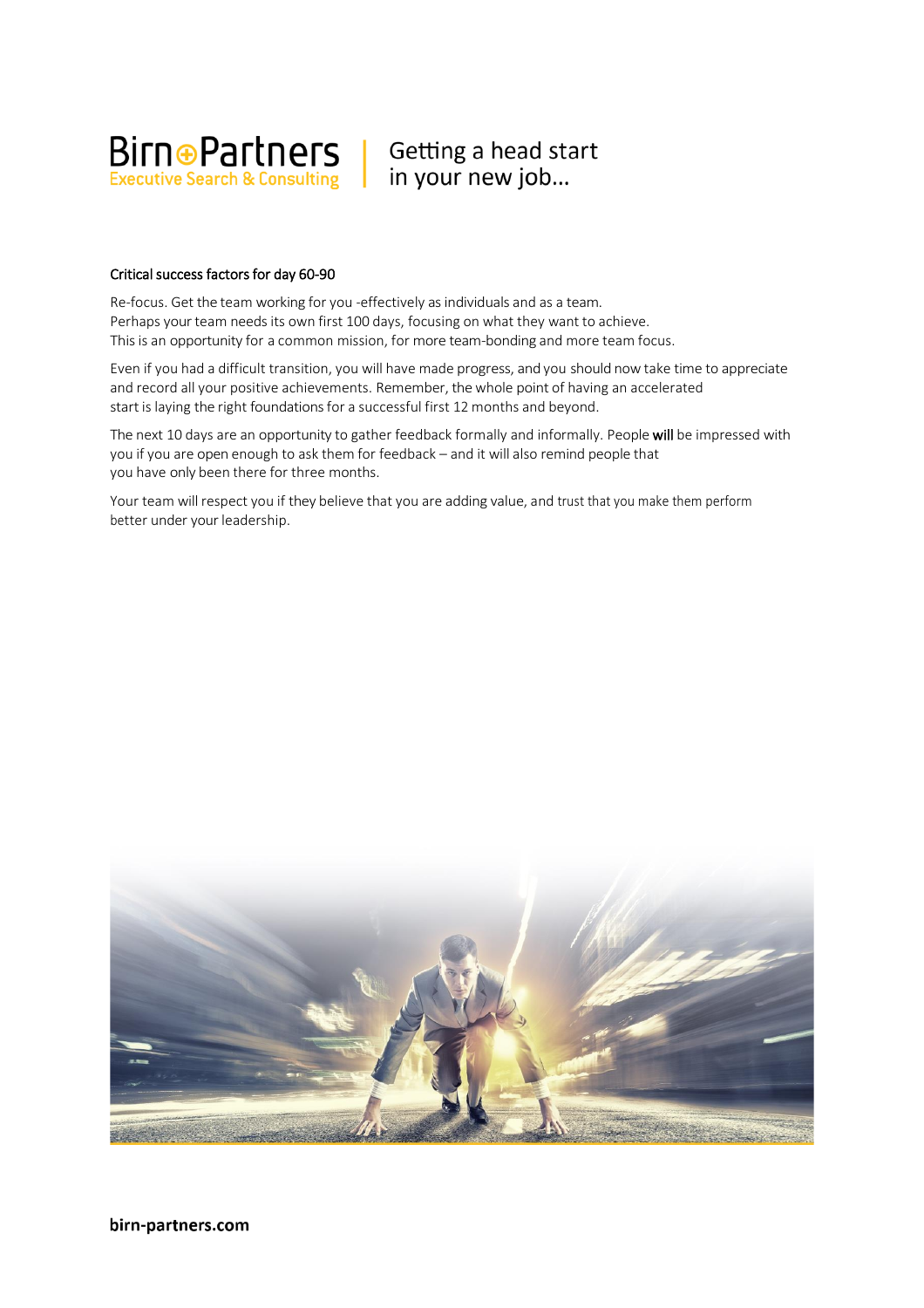**Critical success factors for day 60-90**

Re-focus. Get the team working for you -effectively as individuals and as a team.
Perhaps your team needs its own first 100 days, focusing on what they want to achieve.
This is an opportunity for a common mission, for more team-bonding and more team focus.

Even if you had a difficult transition, you will have made progress, and you should now take time to appreciate and record all your positive achievements. Remember, the whole point of having an accelerated start is laying the right foundations for a successful first 12 months and beyond.

The next 10 days are an opportunity to gather feedback formally and informally. People **will** be impressed with you if you are open enough to ask them for feedback – and it will also remind people that you have only been there for three months.

Your team will respect you if they believe that you are adding value, and trust that you make them perform better under your leadership.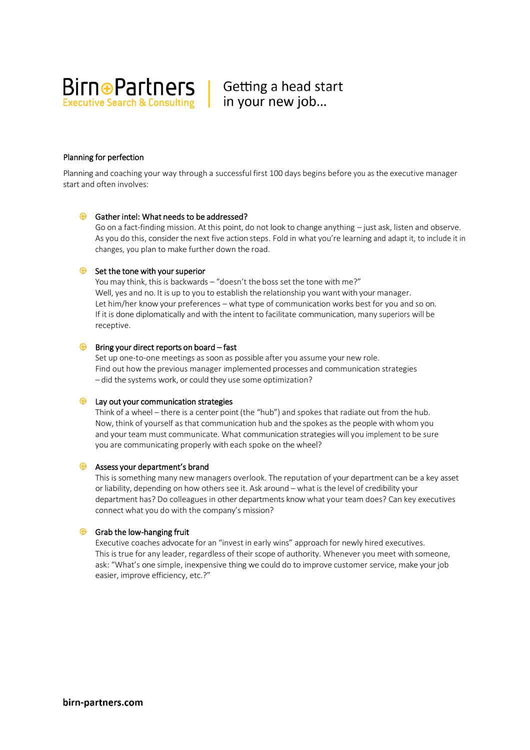## Planning for perfection

Planning and coaching your way through a successful first 100 days begins before you as the executive manager start and often involves:

- **Gather intel: What needs to be addressed?**
  Go on a fact-finding mission. At this point, do not look to change anything – just ask, listen and observe. As you do this, consider the next five action steps. Fold in what you're learning and adapt it, to include it in changes, you plan to make further down the road.

- **Set the tone with your superior**
  You may think, this is backwards – "doesn't the boss set the tone with me?"
  Well, yes and no. It is up to you to establish the relationship you want with your manager.
  Let him/her know your preferences – what type of communication works best for you and so on.
  If it is done diplomatically and with the intent to facilitate communication, many superiors will be receptive.

- **Bring your direct reports on board – fast**
  Set up one-to-one meetings as soon as possible after you assume your new role.
  Find out how the previous manager implemented processes and communication strategies
  – did the systems work, or could they use some optimization?

- **Lay out your communication strategies**
  Think of a wheel – there is a center point (the "hub") and spokes that radiate out from the hub.
  Now, think of yourself as that communication hub and the spokes as the people with whom you and your team must communicate. What communication strategies will you implement to be sure you are communicating properly with each spoke on the wheel?

- **Assess your department's brand**
  This is something many new managers overlook. The reputation of your department can be a key asset or liability, depending on how others see it. Ask around – what is the level of credibility your department has? Do colleagues in other departments know what your team does? Can key executives connect what you do with the company's mission?

- **Grab the low-hanging fruit**
  Executive coaches advocate for an "invest in early wins" approach for newly hired executives.
  This is true for any leader, regardless of their scope of authority. Whenever you meet with someone, ask: "What's one simple, inexpensive thing we could do to improve customer service, make your job easier, improve efficiency, etc.?"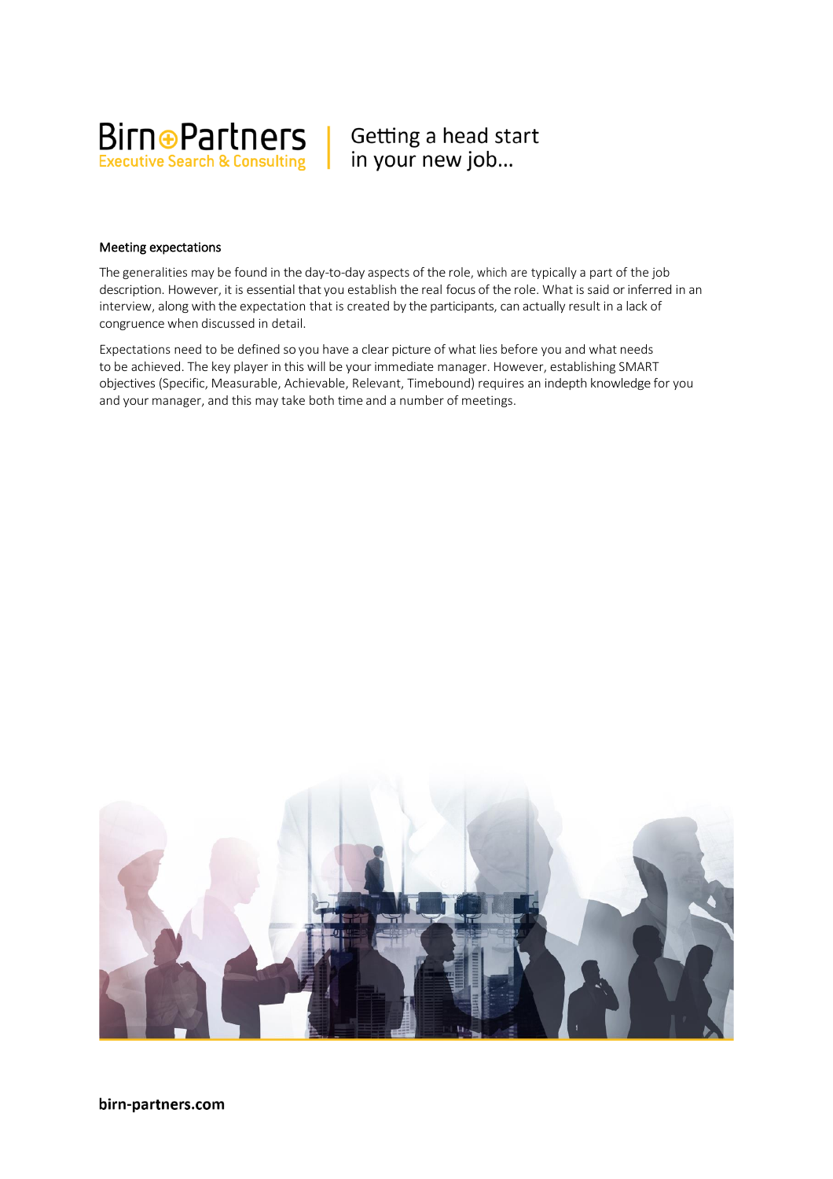## Meeting expectations

The generalities may be found in the day-to-day aspects of the role, which are typically a part of the job description. However, it is essential that you establish the real focus of the role. What is said or inferred in an interview, along with the expectation that is created by the participants, can actually result in a lack of congruence when discussed in detail.

Expectations need to be defined so you have a clear picture of what lies before you and what needs to be achieved. The key player in this will be your immediate manager. However, establishing SMART objectives (Specific, Measurable, Achievable, Relevant, Timebound) requires an indepth knowledge for you and your manager, and this may take both time and a number of meetings.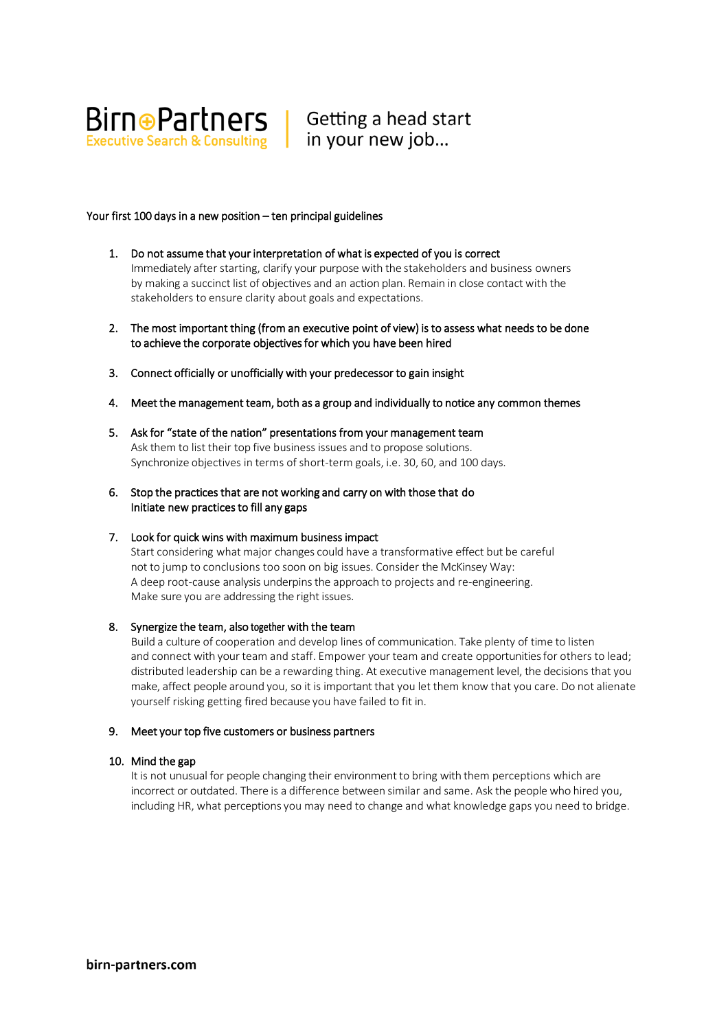Birn⊕Partners
Executive Search & Consulting

# Getting a head start in your new job...

Your first 100 days in a new position – ten principal guidelines

1. Do not assume that your interpretation of what is expected of you is correct
   Immediately after starting, clarify your purpose with the stakeholders and business owners by making a succinct list of objectives and an action plan. Remain in close contact with the stakeholders to ensure clarity about goals and expectations.

2. The most important thing (from an executive point of view) is to assess what needs to be done to achieve the corporate objectives for which you have been hired

3. Connect officially or unofficially with your predecessor to gain insight

4. Meet the management team, both as a group and individually to notice any common themes

5. Ask for "state of the nation" presentations from your management team
   Ask them to list their top five business issues and to propose solutions.
   Synchronize objectives in terms of short-term goals, i.e. 30, 60, and 100 days.

6. Stop the practices that are not working and carry on with those that do
   Initiate new practices to fill any gaps

7. Look for quick wins with maximum business impact
   Start considering what major changes could have a transformative effect but be careful not to jump to conclusions too soon on big issues. Consider the McKinsey Way:
   A deep root-cause analysis underpins the approach to projects and re-engineering.
   Make sure you are addressing the right issues.

8. Synergize the team, also together with the team
   Build a culture of cooperation and develop lines of communication. Take plenty of time to listen and connect with your team and staff. Empower your team and create opportunities for others to lead; distributed leadership can be a rewarding thing. At executive management level, the decisions that you make, affect people around you, so it is important that you let them know that you care. Do not alienate yourself risking getting fired because you have failed to fit in.

9. Meet your top five customers or business partners

10. Mind the gap
    It is not unusual for people changing their environment to bring with them perceptions which are incorrect or outdated. There is a difference between similar and same. Ask the people who hired you, including HR, what perceptions you may need to change and what knowledge gaps you need to bridge.

birn-partners.com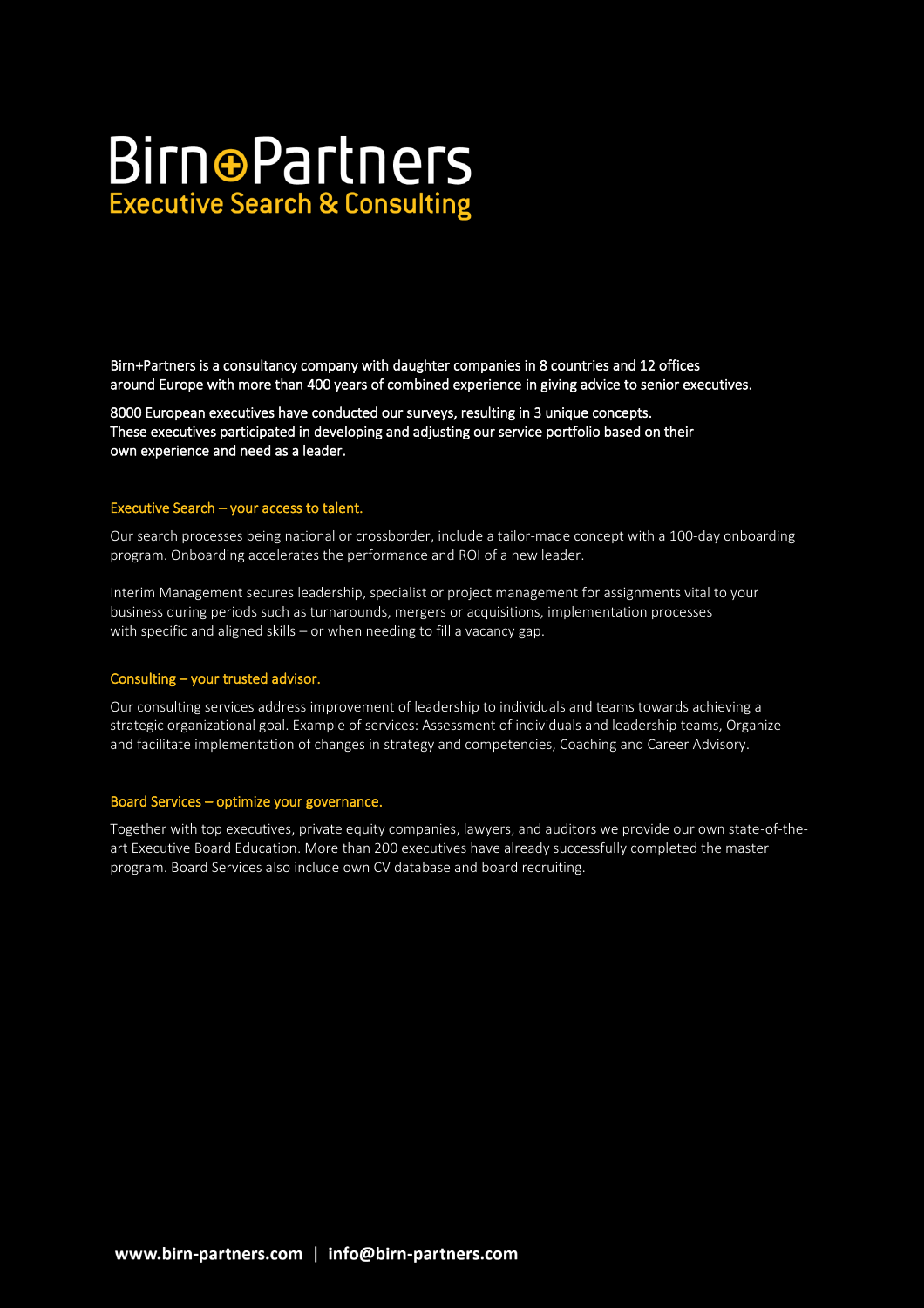# Birn+Partners
## Executive Search & Consulting

Birn+Partners is a consultancy company with daughter companies in 8 countries and 12 offices around Europe with more than 400 years of combined experience in giving advice to senior executives.

8000 European executives have conducted our surveys, resulting in 3 unique concepts. These executives participated in developing and adjusting our service portfolio based on their own experience and need as a leader.

### Executive Search – your access to talent.

Our search processes being national or crossborder, include a tailor-made concept with a 100-day onboarding program. Onboarding accelerates the performance and ROI of a new leader.

Interim Management secures leadership, specialist or project management for assignments vital to your business during periods such as turnarounds, mergers or acquisitions, implementation processes with specific and aligned skills – or when needing to fill a vacancy gap.

### Consulting – your trusted advisor.

Our consulting services address improvement of leadership to individuals and teams towards achieving a strategic organizational goal. Example of services: Assessment of individuals and leadership teams, Organize and facilitate implementation of changes in strategy and competencies, Coaching and Career Advisory.

### Board Services – optimize your governance.

Together with top executives, private equity companies, lawyers, and auditors we provide our own state-of-the-art Executive Board Education. More than 200 executives have already successfully completed the master program. Board Services also include own CV database and board recruiting.

**www.birn-partners.com | info@birn-partners.com**